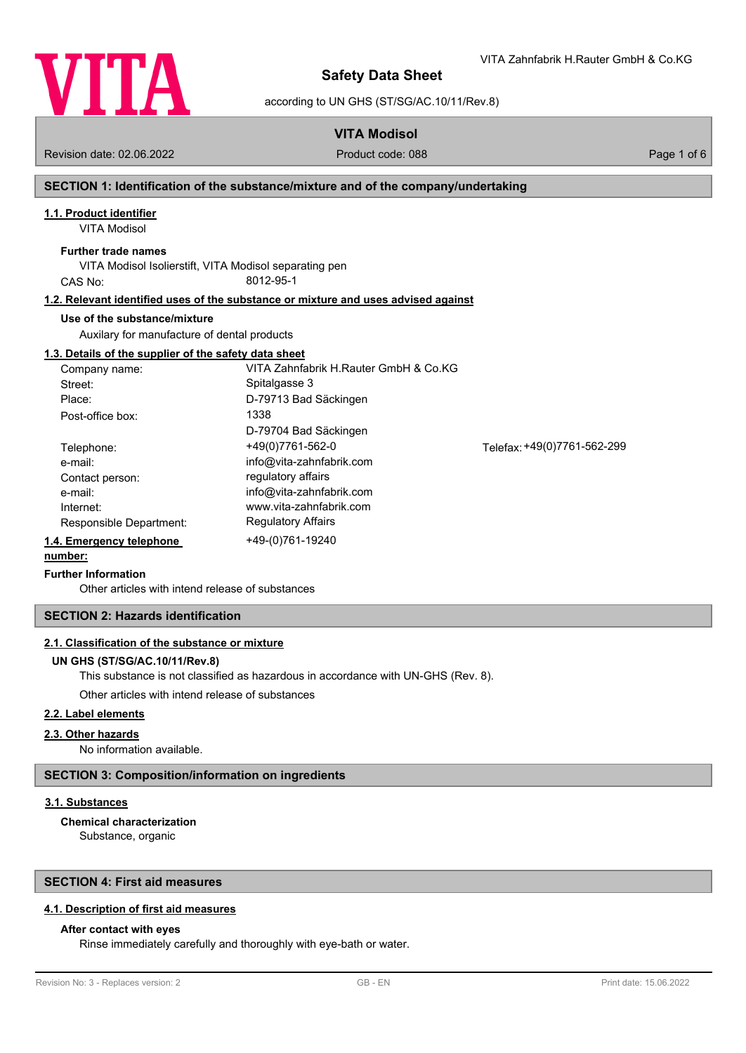# Safety Data Sheet

according to UN GHS (ST/SG/AC.10/11/Rev.8)

VITA Zahnfabrik H.Rauter GmbH & Co.KG

## VITA Modisol

Revision date: 02.06.2022 | Product code: 088

## SECTION 1: Identification of the substance/mixture and of the company/undertaking

### 1.1. Product identifier

VITA Modisol

**Further trade names**

VITA Modisol Isolierstift, VITA Modisol separating pen

CAS No: 8012-95-1

### 1.2. Relevant identified uses of the substance or mixture and uses advised against

**Use of the substance/mixture**

Auxilary for manufacture of dental products

### 1.3. Details of the supplier of the safety data sheet

| | | |
|---|---|---|
| Company name: | VITA Zahnfabrik H.Rauter GmbH & Co.KG | |
| Street: | Spitalgasse 3 | |
| Place: | D-79713 Bad Säckingen | |
| Post-office box: | 1338<br>D-79704 Bad Säckingen | |
| Telephone: | +49(0)7761-562-0 | Telefax: +49(0)7761-562-299 |
| e-mail: | info@vita-zahnfabrik.com | |
| Contact person: | regulatory affairs | |
| e-mail: | info@vita-zahnfabrik.com | |
| Internet: | www.vita-zahnfabrik.com | |
| Responsible Department: | Regulatory Affairs | |

### 1.4. Emergency telephone number:

+49-(0)761-19240

**Further Information**

Other articles with intend release of substances

## SECTION 2: Hazards identification

### 2.1. Classification of the substance or mixture

**UN GHS (ST/SG/AC.10/11/Rev.8)**

This substance is not classified as hazardous in accordance with UN-GHS (Rev. 8).

Other articles with intend release of substances

### 2.2. Label elements

### 2.3. Other hazards

No information available.

## SECTION 3: Composition/information on ingredients

### 3.1. Substances

**Chemical characterization**

Substance, organic

## SECTION 4: First aid measures

### 4.1. Description of first aid measures

**After contact with eyes**

Rinse immediately carefully and thoroughly with eye-bath or water.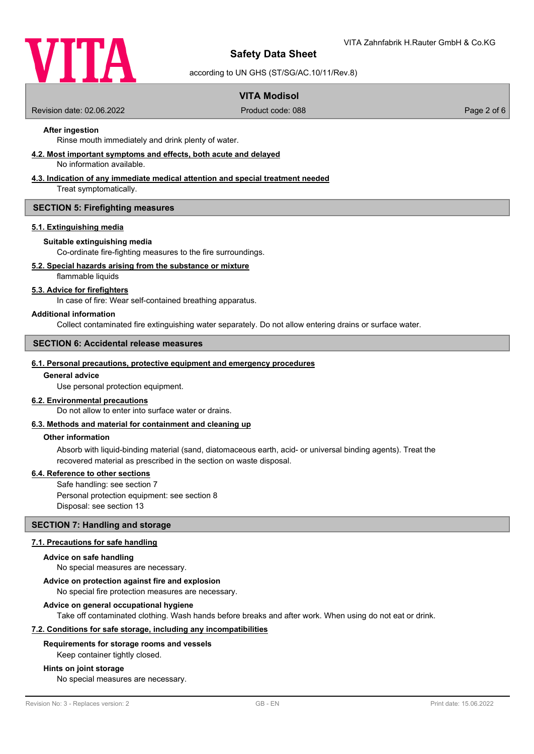**After ingestion**

Rinse mouth immediately and drink plenty of water.

**4.2. Most important symptoms and effects, both acute and delayed**

No information available.

**4.3. Indication of any immediate medical attention and special treatment needed**

Treat symptomatically.

## SECTION 5: Firefighting measures

**5.1. Extinguishing media**

**Suitable extinguishing media**

Co-ordinate fire-fighting measures to the fire surroundings.

**5.2. Special hazards arising from the substance or mixture**

flammable liquids

**5.3. Advice for firefighters**

In case of fire: Wear self-contained breathing apparatus.

**Additional information**

Collect contaminated fire extinguishing water separately. Do not allow entering drains or surface water.

## SECTION 6: Accidental release measures

**6.1. Personal precautions, protective equipment and emergency procedures**

**General advice**

Use personal protection equipment.

**6.2. Environmental precautions**

Do not allow to enter into surface water or drains.

**6.3. Methods and material for containment and cleaning up**

**Other information**

Absorb with liquid-binding material (sand, diatomaceous earth, acid- or universal binding agents). Treat the recovered material as prescribed in the section on waste disposal.

**6.4. Reference to other sections**

Safe handling: see section 7
Personal protection equipment: see section 8
Disposal: see section 13

## SECTION 7: Handling and storage

**7.1. Precautions for safe handling**

**Advice on safe handling**

No special measures are necessary.

**Advice on protection against fire and explosion**

No special fire protection measures are necessary.

**Advice on general occupational hygiene**

Take off contaminated clothing. Wash hands before breaks and after work. When using do not eat or drink.

**7.2. Conditions for safe storage, including any incompatibilities**

**Requirements for storage rooms and vessels**

Keep container tightly closed.

**Hints on joint storage**

No special measures are necessary.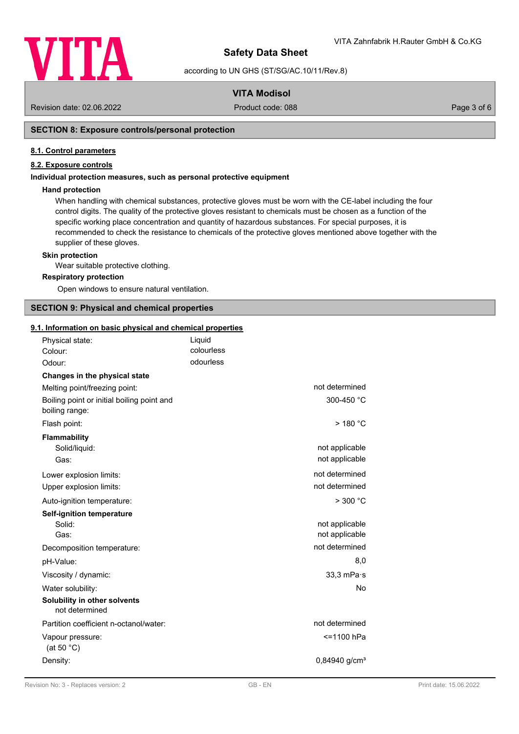## SECTION 8: Exposure controls/personal protection

### 8.1. Control parameters

### 8.2. Exposure controls

**Individual protection measures, such as personal protective equipment**

**Hand protection**

When handling with chemical substances, protective gloves must be worn with the CE-label including the four control digits. The quality of the protective gloves resistant to chemicals must be chosen as a function of the specific working place concentration and quantity of hazardous substances. For special purposes, it is recommended to check the resistance to chemicals of the protective gloves mentioned above together with the supplier of these gloves.

**Skin protection**

Wear suitable protective clothing.

**Respiratory protection**

Open windows to ensure natural ventilation.

## SECTION 9: Physical and chemical properties

### 9.1. Information on basic physical and chemical properties

| | |
|---|---|
| Physical state: | Liquid |
| Colour: | colourless |
| Odour: | odourless |

**Changes in the physical state**

| | |
|---|---|
| Melting point/freezing point: | not determined |
| Boiling point or initial boiling point and boiling range: | 300-450 °C |
| Flash point: | > 180 °C |

**Flammability**

| | |
|---|---|
| Solid/liquid: | not applicable |
| Gas: | not applicable |
| Lower explosion limits: | not determined |
| Upper explosion limits: | not determined |
| Auto-ignition temperature: | > 300 °C |

**Self-ignition temperature**

| | |
|---|---|
| Solid: | not applicable |
| Gas: | not applicable |
| Decomposition temperature: | not determined |
| pH-Value: | 8,0 |
| Viscosity / dynamic: | 33,3 mPa·s |
| Water solubility: | No |

**Solubility in other solvents**

not determined

| | |
|---|---|
| Partition coefficient n-octanol/water: | not determined |
| Vapour pressure: (at 50 °C) | <=1100 hPa |
| Density: | 0,84940 g/cm³ |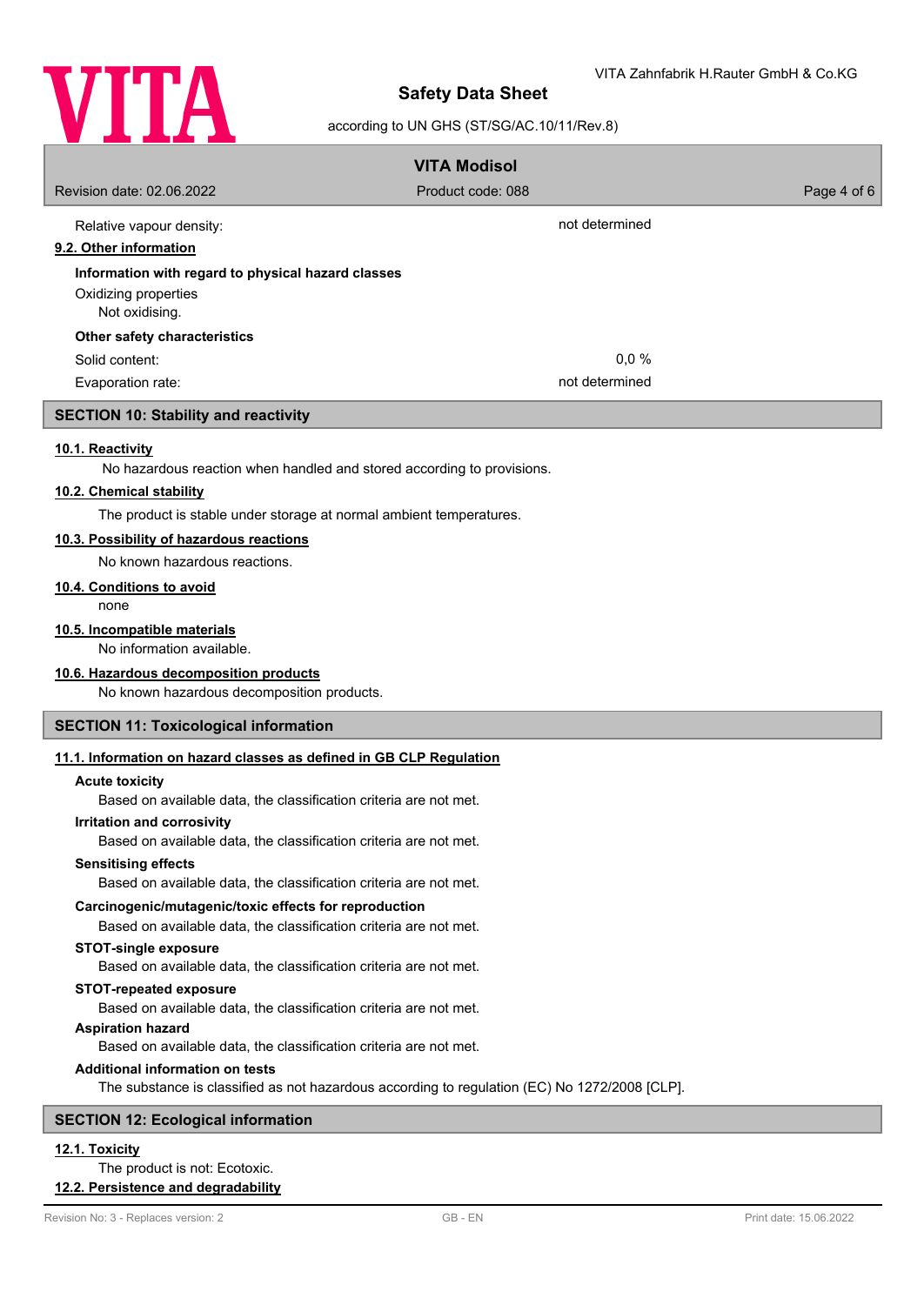Relative vapour density: not determined

### 9.2. Other information

**Information with regard to physical hazard classes**

Oxidizing properties

Not oxidising.

**Other safety characteristics**

Solid content: 0,0 %

Evaporation rate: not determined

## SECTION 10: Stability and reactivity

### 10.1. Reactivity

No hazardous reaction when handled and stored according to provisions.

### 10.2. Chemical stability

The product is stable under storage at normal ambient temperatures.

### 10.3. Possibility of hazardous reactions

No known hazardous reactions.

### 10.4. Conditions to avoid

none

### 10.5. Incompatible materials

No information available.

### 10.6. Hazardous decomposition products

No known hazardous decomposition products.

## SECTION 11: Toxicological information

### 11.1. Information on hazard classes as defined in GB CLP Regulation

**Acute toxicity**

Based on available data, the classification criteria are not met.

**Irritation and corrosivity**

Based on available data, the classification criteria are not met.

**Sensitising effects**

Based on available data, the classification criteria are not met.

**Carcinogenic/mutagenic/toxic effects for reproduction**

Based on available data, the classification criteria are not met.

**STOT-single exposure**

Based on available data, the classification criteria are not met.

**STOT-repeated exposure**

Based on available data, the classification criteria are not met.

**Aspiration hazard**

Based on available data, the classification criteria are not met.

**Additional information on tests**

The substance is classified as not hazardous according to regulation (EC) No 1272/2008 [CLP].

## SECTION 12: Ecological information

### 12.1. Toxicity

The product is not: Ecotoxic.

### 12.2. Persistence and degradability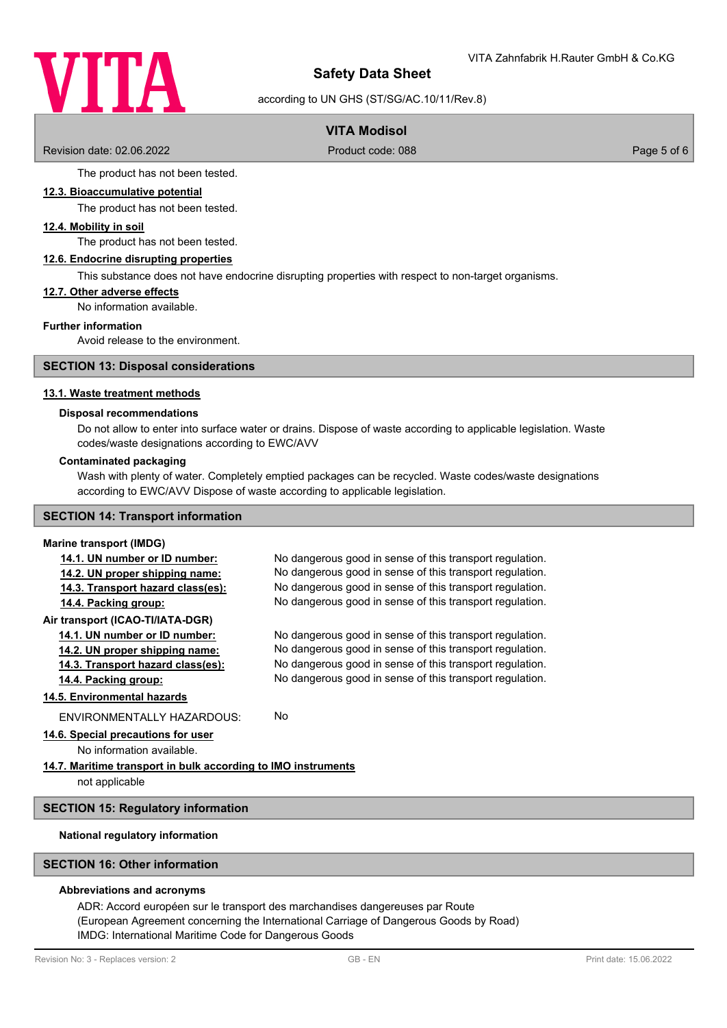The product has not been tested.

#### 12.3. Bioaccumulative potential

The product has not been tested.

#### 12.4. Mobility in soil

The product has not been tested.

#### 12.6. Endocrine disrupting properties

This substance does not have endocrine disrupting properties with respect to non-target organisms.

#### 12.7. Other adverse effects

No information available.

**Further information**

Avoid release to the environment.

## SECTION 13: Disposal considerations

#### 13.1. Waste treatment methods

**Disposal recommendations**

Do not allow to enter into surface water or drains. Dispose of waste according to applicable legislation. Waste codes/waste designations according to EWC/AVV

**Contaminated packaging**

Wash with plenty of water. Completely emptied packages can be recycled. Waste codes/waste designations according to EWC/AVV Dispose of waste according to applicable legislation.

## SECTION 14: Transport information

**Marine transport (IMDG)**

| | |
|---|---|
| 14.1. UN number or ID number: | No dangerous good in sense of this transport regulation. |
| 14.2. UN proper shipping name: | No dangerous good in sense of this transport regulation. |
| 14.3. Transport hazard class(es): | No dangerous good in sense of this transport regulation. |
| 14.4. Packing group: | No dangerous good in sense of this transport regulation. |

**Air transport (ICAO-TI/IATA-DGR)**

| | |
|---|---|
| 14.1. UN number or ID number: | No dangerous good in sense of this transport regulation. |
| 14.2. UN proper shipping name: | No dangerous good in sense of this transport regulation. |
| 14.3. Transport hazard class(es): | No dangerous good in sense of this transport regulation. |
| 14.4. Packing group: | No dangerous good in sense of this transport regulation. |

#### 14.5. Environmental hazards

ENVIRONMENTALLY HAZARDOUS: No

#### 14.6. Special precautions for user

No information available.

#### 14.7. Maritime transport in bulk according to IMO instruments

not applicable

## SECTION 15: Regulatory information

**National regulatory information**

## SECTION 16: Other information

**Abbreviations and acronyms**

ADR: Accord européen sur le transport des marchandises dangereuses par Route
(European Agreement concerning the International Carriage of Dangerous Goods by Road)
IMDG: International Maritime Code for Dangerous Goods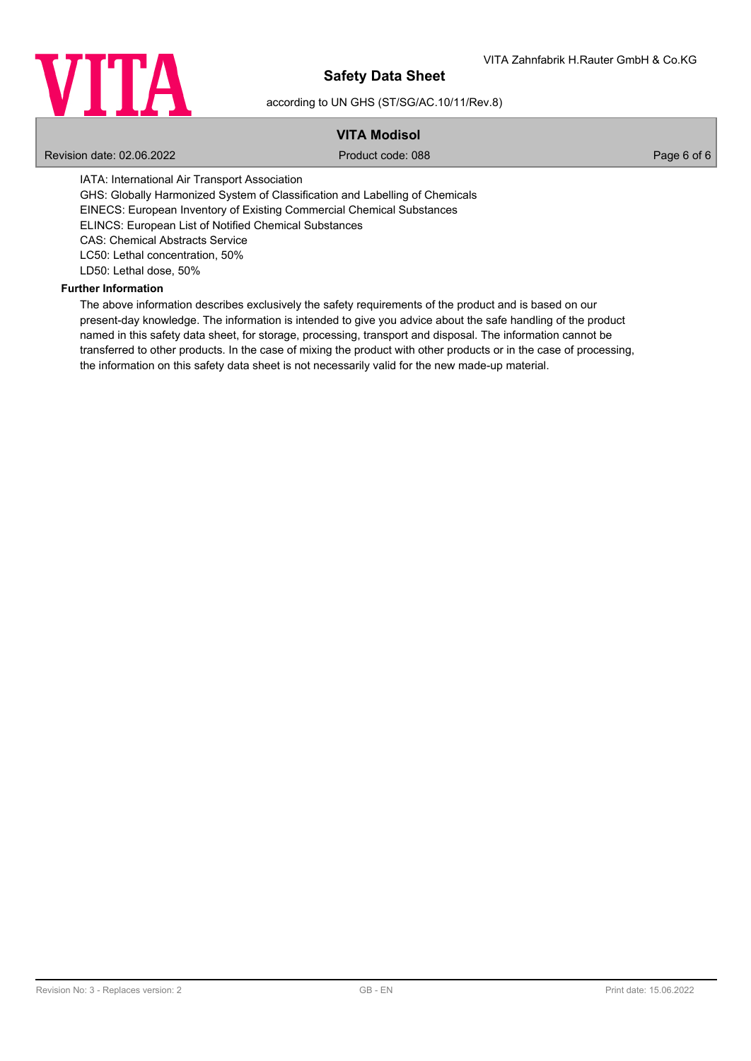IATA: International Air Transport Association
GHS: Globally Harmonized System of Classification and Labelling of Chemicals
EINECS: European Inventory of Existing Commercial Chemical Substances
ELINCS: European List of Notified Chemical Substances
CAS: Chemical Abstracts Service
LC50: Lethal concentration, 50%
LD50: Lethal dose, 50%

**Further Information**

The above information describes exclusively the safety requirements of the product and is based on our present-day knowledge. The information is intended to give you advice about the safe handling of the product named in this safety data sheet, for storage, processing, transport and disposal. The information cannot be transferred to other products. In the case of mixing the product with other products or in the case of processing, the information on this safety data sheet is not necessarily valid for the new made-up material.